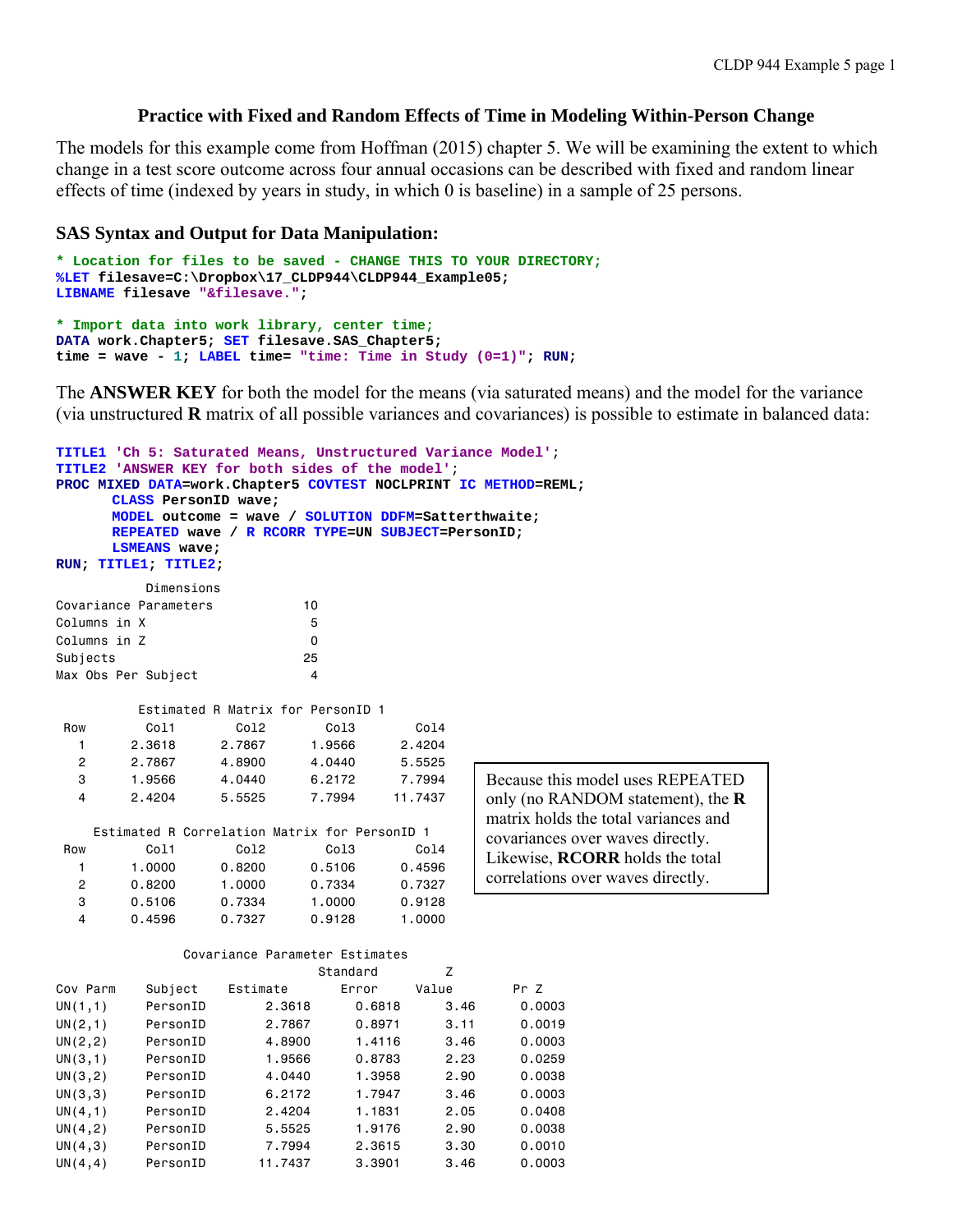# Practice with Fixed and Random Effects of Time in Modeling Within-Person Change

The models for this example come from Hoffman (2015) chapter 5. We will be examining the extent to which change in a test score outcome across four annual occasions can be described with fixed and random linear effects of time (indexed by years in study, in which 0 is baseline) in a sample of 25 persons.

## SAS Syntax and Output for Data Manipulation:

```
* Location for files to be saved - CHANGE THIS TO YOUR DIRECTORY;
%LET filesave=C:\Dropbox\17_CLDP944\CLDP944_Example05;
LIBNAME filesave "&filesave.";

* Import data into work library, center time;
DATA work.Chapter5; SET filesave.SAS_Chapter5;
time = wave - 1; LABEL time= "time: Time in Study (0=1)"; RUN;
```

The **ANSWER KEY** for both the model for the means (via saturated means) and the model for the variance (via unstructured **R** matrix of all possible variances and covariances) is possible to estimate in balanced data:

```
TITLE1 'Ch 5: Saturated Means, Unstructured Variance Model';
TITLE2 'ANSWER KEY for both sides of the model';
PROC MIXED DATA=work.Chapter5 COVTEST NOCLPRINT IC METHOD=REML;
      CLASS PersonID wave;
      MODEL outcome = wave / SOLUTION DDFM=Satterthwaite;
      REPEATED wave / R RCORR TYPE=UN SUBJECT=PersonID;
      LSMEANS wave;
RUN; TITLE1; TITLE2;
```

```
          Dimensions
Covariance Parameters           10
Columns in X                     5
Columns in Z                     0
Subjects                        25
Max Obs Per Subject              4

         Estimated R Matrix for PersonID 1
 Row        Col1        Col2        Col3        Col4
   1      2.3618      2.7867      1.9566      2.4204
   2      2.7867      4.8900      4.0440      5.5525
   3      1.9566      4.0440      6.2172      7.7994
   4      2.4204      5.5525      7.7994     11.7437

    Estimated R Correlation Matrix for PersonID 1
 Row        Col1        Col2        Col3        Col4
   1      1.0000      0.8200      0.5106      0.4596
   2      0.8200      1.0000      0.7334      0.7327
   3      0.5106      0.7334      1.0000      0.9128
   4      0.4596      0.7327      0.9128      1.0000
```

Because this model uses REPEATED only (no RANDOM statement), the **R** matrix holds the total variances and covariances over waves directly. Likewise, **RCORR** holds the total correlations over waves directly.

```
                Covariance Parameter Estimates
                                    Standard         Z
Cov Parm     Subject    Estimate       Error     Value        Pr Z
UN(1,1)      PersonID     2.3618      0.6818      3.46      0.0003
UN(2,1)      PersonID     2.7867      0.8971      3.11      0.0019
UN(2,2)      PersonID     4.8900      1.4116      3.46      0.0003
UN(3,1)      PersonID     1.9566      0.8783      2.23      0.0259
UN(3,2)      PersonID     4.0440      1.3958      2.90      0.0038
UN(3,3)      PersonID     6.2172      1.7947      3.46      0.0003
UN(4,1)      PersonID     2.4204      1.1831      2.05      0.0408
UN(4,2)      PersonID     5.5525      1.9176      2.90      0.0038
UN(4,3)      PersonID     7.7994      2.3615      3.30      0.0010
UN(4,4)      PersonID    11.7437      3.3901      3.46      0.0003
```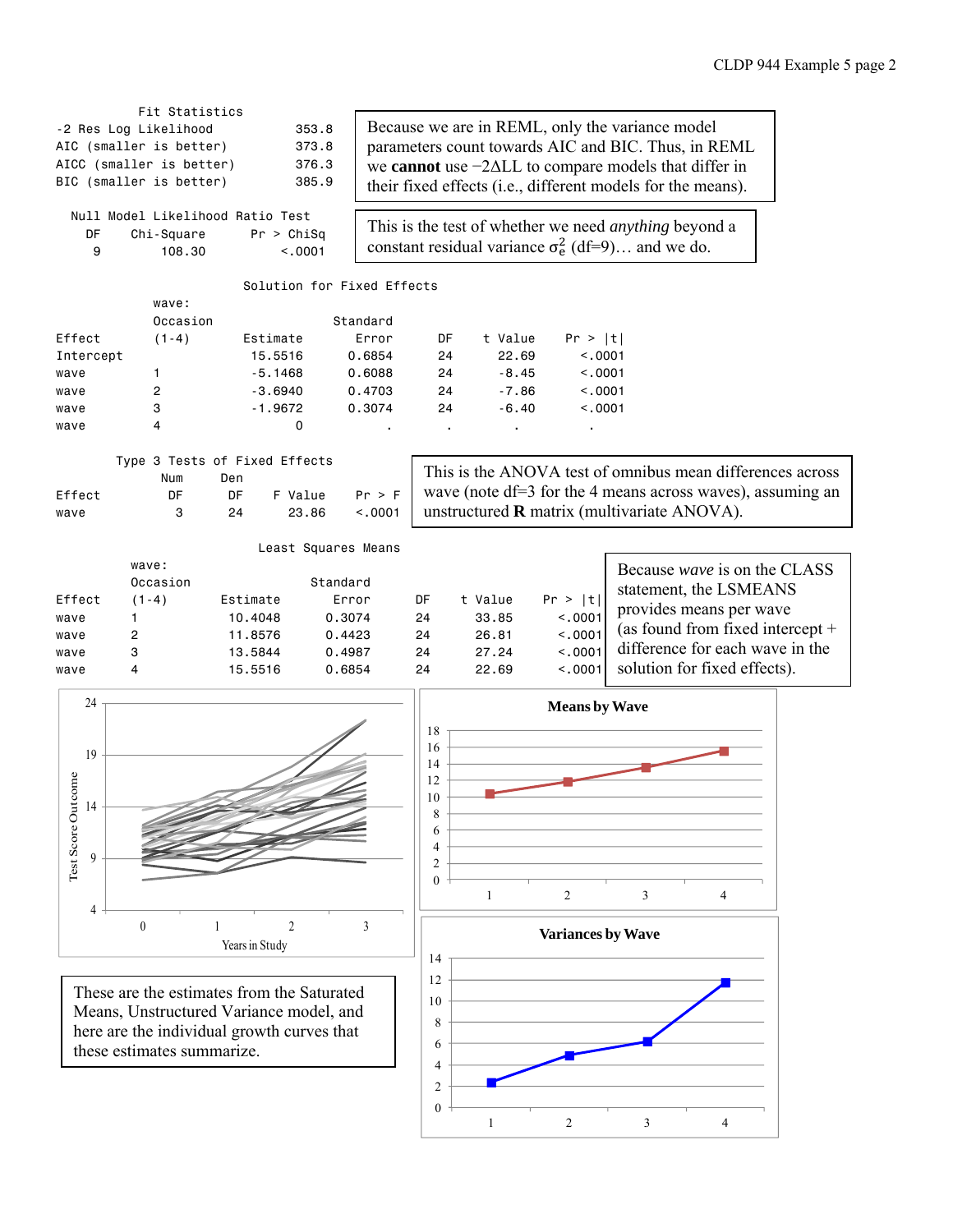**Fit Statistics**

| | |
|---|---|
| -2 Res Log Likelihood | 353.8 |
| AIC (smaller is better) | 373.8 |
| AICC (smaller is better) | 376.3 |
| BIC (smaller is better) | 385.9 |

Because we are in REML, only the variance model parameters count towards AIC and BIC. Thus, in REML we **cannot** use −2ΔLL to compare models that differ in their fixed effects (i.e., different models for the means).

**Null Model Likelihood Ratio Test**

| DF | Chi-Square | Pr > ChiSq |
|---|---|---|
| 9 | 108.30 | <.0001 |

This is the test of whether we need *anything* beyond a constant residual variance $\sigma_e^2$ (df=9)… and we do.

**Solution for Fixed Effects**

| Effect | wave: Occasion (1-4) | Estimate | Standard Error | DF | t Value | Pr > \|t\| |
|---|---|---|---|---|---|---|
| Intercept | | 15.5516 | 0.6854 | 24 | 22.69 | <.0001 |
| wave | 1 | -5.1468 | 0.6088 | 24 | -8.45 | <.0001 |
| wave | 2 | -3.6940 | 0.4703 | 24 | -7.86 | <.0001 |
| wave | 3 | -1.9672 | 0.3074 | 24 | -6.40 | <.0001 |
| wave | 4 | 0 | . | . | . | . |

**Type 3 Tests of Fixed Effects**

| Effect | Num DF | Den DF | F Value | Pr > F |
|---|---|---|---|---|
| wave | 3 | 24 | 23.86 | <.0001 |

This is the ANOVA test of omnibus mean differences across wave (note df=3 for the 4 means across waves), assuming an unstructured **R** matrix (multivariate ANOVA).

**Least Squares Means**

| Effect | wave: Occasion (1-4) | Estimate | Standard Error | DF | t Value | Pr > \|t\| |
|---|---|---|---|---|---|---|
| wave | 1 | 10.4048 | 0.3074 | 24 | 33.85 | <.0001 |
| wave | 2 | 11.8576 | 0.4423 | 24 | 26.81 | <.0001 |
| wave | 3 | 13.5844 | 0.4987 | 24 | 27.24 | <.0001 |
| wave | 4 | 15.5516 | 0.6854 | 24 | 22.69 | <.0001 |

Because *wave* is on the CLASS statement, the LSMEANS provides means per wave (as found from fixed intercept + difference for each wave in the solution for fixed effects).

These are the estimates from the Saturated Means, Unstructured Variance model, and here are the individual growth curves that these estimates summarize.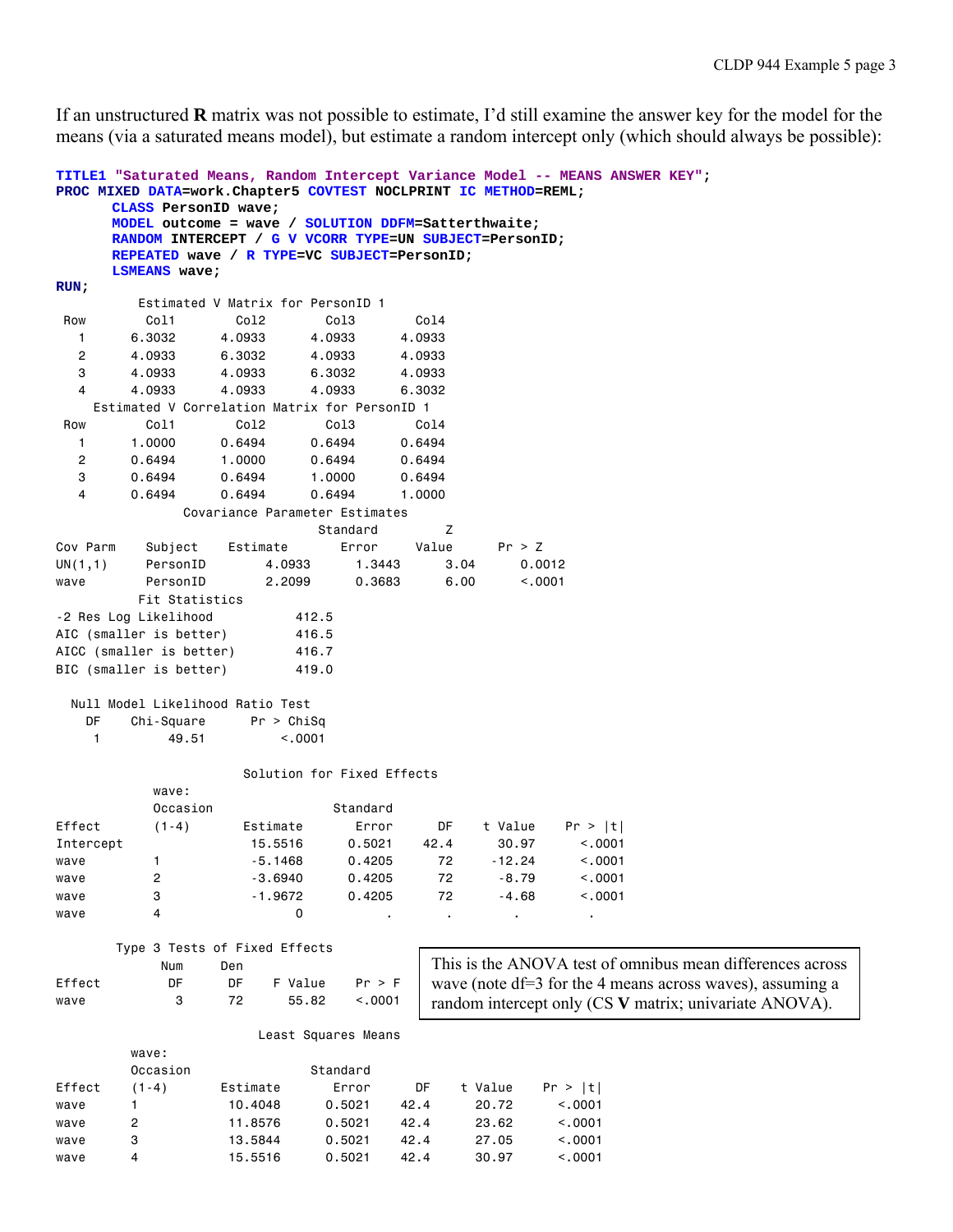If an unstructured **R** matrix was not possible to estimate, I'd still examine the answer key for the model for the means (via a saturated means model), but estimate a random intercept only (which should always be possible):

```
TITLE1 "Saturated Means, Random Intercept Variance Model -- MEANS ANSWER KEY";
PROC MIXED DATA=work.Chapter5 COVTEST NOCLPRINT IC METHOD=REML;
      CLASS PersonID wave;
      MODEL outcome = wave / SOLUTION DDFM=Satterthwaite;
      RANDOM INTERCEPT / G V VCORR TYPE=UN SUBJECT=PersonID;
      REPEATED wave / R TYPE=VC SUBJECT=PersonID;
      LSMEANS wave;
RUN;
```

```
          Estimated V Matrix for PersonID 1
 Row        Col1        Col2        Col3        Col4
   1      6.3032      4.0933      4.0933      4.0933
   2      4.0933      6.3032      4.0933      4.0933
   3      4.0933      4.0933      6.3032      4.0933
   4      4.0933      4.0933      4.0933      6.3032
    Estimated V Correlation Matrix for PersonID 1
 Row        Col1        Col2        Col3        Col4
   1      1.0000      0.6494      0.6494      0.6494
   2      0.6494      1.0000      0.6494      0.6494
   3      0.6494      0.6494      1.0000      0.6494
   4      0.6494      0.6494      0.6494      1.0000
               Covariance Parameter Estimates
                                 Standard         Z
Cov Parm    Subject    Estimate       Error     Value      Pr > Z
UN(1,1)     PersonID     4.0933      1.3443      3.04      0.0012
wave        PersonID     2.2099      0.3683      6.00      <.0001
          Fit Statistics
-2 Res Log Likelihood          412.5
AIC (smaller is better)        416.5
AICC (smaller is better)       416.7
BIC (smaller is better)        419.0

  Null Model Likelihood Ratio Test
    DF    Chi-Square      Pr > ChiSq
     1         49.51          <.0001

                     Solution for Fixed Effects
             wave:
             Occasion                Standard
Effect       (1-4)       Estimate       Error      DF    t Value    Pr > |t|
Intercept                 15.5516      0.5021    42.4      30.97      <.0001
wave         1            -5.1468      0.4205      72     -12.24      <.0001
wave         2            -3.6940      0.4205      72      -8.79      <.0001
wave         3            -1.9672      0.4205      72      -4.68      <.0001
wave         4                  0           .       .          .           .

        Type 3 Tests of Fixed Effects
              Num      Den
Effect         DF       DF    F Value    Pr > F
wave            3       72      55.82    <.0001
```

This is the ANOVA test of omnibus mean differences across wave (note df=3 for the 4 means across waves), assuming a random intercept only (CS **V** matrix; univariate ANOVA).

```
                          Least Squares Means
          wave:
          Occasion               Standard
Effect    (1-4)      Estimate       Error      DF    t Value    Pr > |t|
wave      1           10.4048      0.5021    42.4      20.72      <.0001
wave      2           11.8576      0.5021    42.4      23.62      <.0001
wave      3           13.5844      0.5021    42.4      27.05      <.0001
wave      4           15.5516      0.5021    42.4      30.97      <.0001
```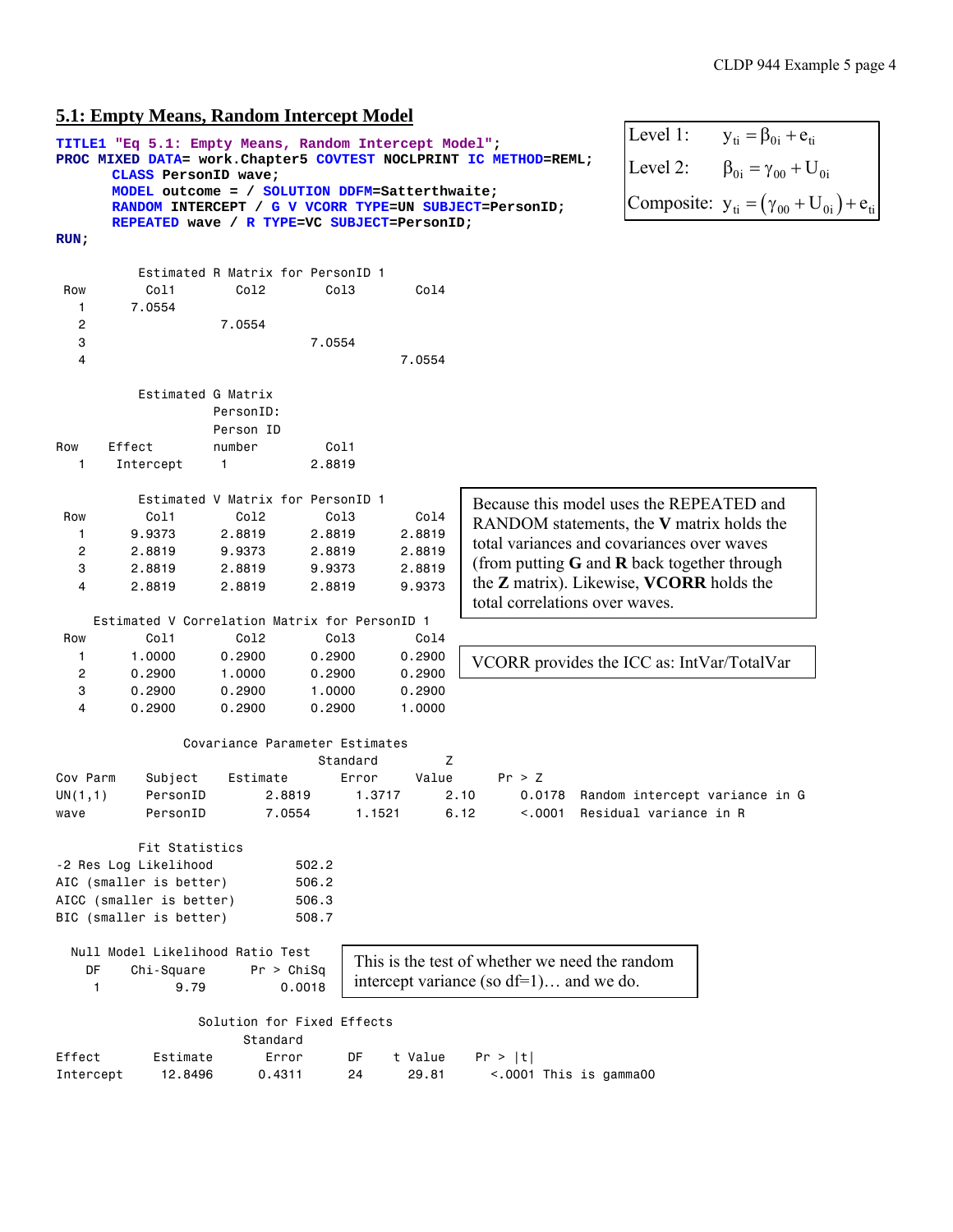## 5.1: Empty Means, Random Intercept Model

```
TITLE1 "Eq 5.1: Empty Means, Random Intercept Model";
PROC MIXED DATA= work.Chapter5 COVTEST NOCLPRINT IC METHOD=REML;
      CLASS PersonID wave;
      MODEL outcome = / SOLUTION DDFM=Satterthwaite;
      RANDOM INTERCEPT / G V VCORR TYPE=UN SUBJECT=PersonID;
      REPEATED wave / R TYPE=VC SUBJECT=PersonID;
RUN;
```

Level 1: $y_{ti} = \beta_{0i} + e_{ti}$

Level 2: $\beta_{0i} = \gamma_{00} + U_{0i}$

Composite: $y_{ti} = (\gamma_{00} + U_{0i}) + e_{ti}$

```
          Estimated R Matrix for PersonID 1
 Row        Col1        Col2        Col3        Col4
   1      7.0554
   2                  7.0554
   3                              7.0554
   4                                          7.0554

          Estimated G Matrix
                   PersonID:
                   Person ID
Row    Effect      number       Col1
  1     Intercept    1          2.8819

          Estimated V Matrix for PersonID 1
 Row        Col1        Col2        Col3        Col4
   1      9.9373      2.8819      2.8819      2.8819
   2      2.8819      9.9373      2.8819      2.8819
   3      2.8819      2.8819      9.9373      2.8819
   4      2.8819      2.8819      2.8819      9.9373
```

Because this model uses the REPEATED and RANDOM statements, the **V** matrix holds the total variances and covariances over waves (from putting **G** and **R** back together through the **Z** matrix). Likewise, **VCORR** holds the total correlations over waves.

```
     Estimated V Correlation Matrix for PersonID 1
 Row        Col1        Col2        Col3        Col4
   1      1.0000      0.2900      0.2900      0.2900
   2      0.2900      1.0000      0.2900      0.2900
   3      0.2900      0.2900      1.0000      0.2900
   4      0.2900      0.2900      0.2900      1.0000
```

VCORR provides the ICC as: IntVar/TotalVar

```
                 Covariance Parameter Estimates
                                   Standard         Z
Cov Parm     Subject    Estimate      Error     Value      Pr > Z
UN(1,1)      PersonID     2.8819     1.3717      2.10      0.0178  Random intercept variance in G
wave         PersonID     7.0554     1.1521      6.12      <.0001  Residual variance in R

          Fit Statistics
-2 Res Log Likelihood           502.2
AIC (smaller is better)         506.2
AICC (smaller is better)        506.3
BIC (smaller is better)         508.7

  Null Model Likelihood Ratio Test
    DF    Chi-Square      Pr > ChiSq
     1          9.79          0.0018
```

This is the test of whether we need the random intercept variance (so df=1)… and we do.

```
                    Solution for Fixed Effects
                           Standard
Effect       Estimate       Error      DF    t Value     Pr > |t|
Intercept     12.8496      0.4311      24      29.81      <.0001 This is gamma00
```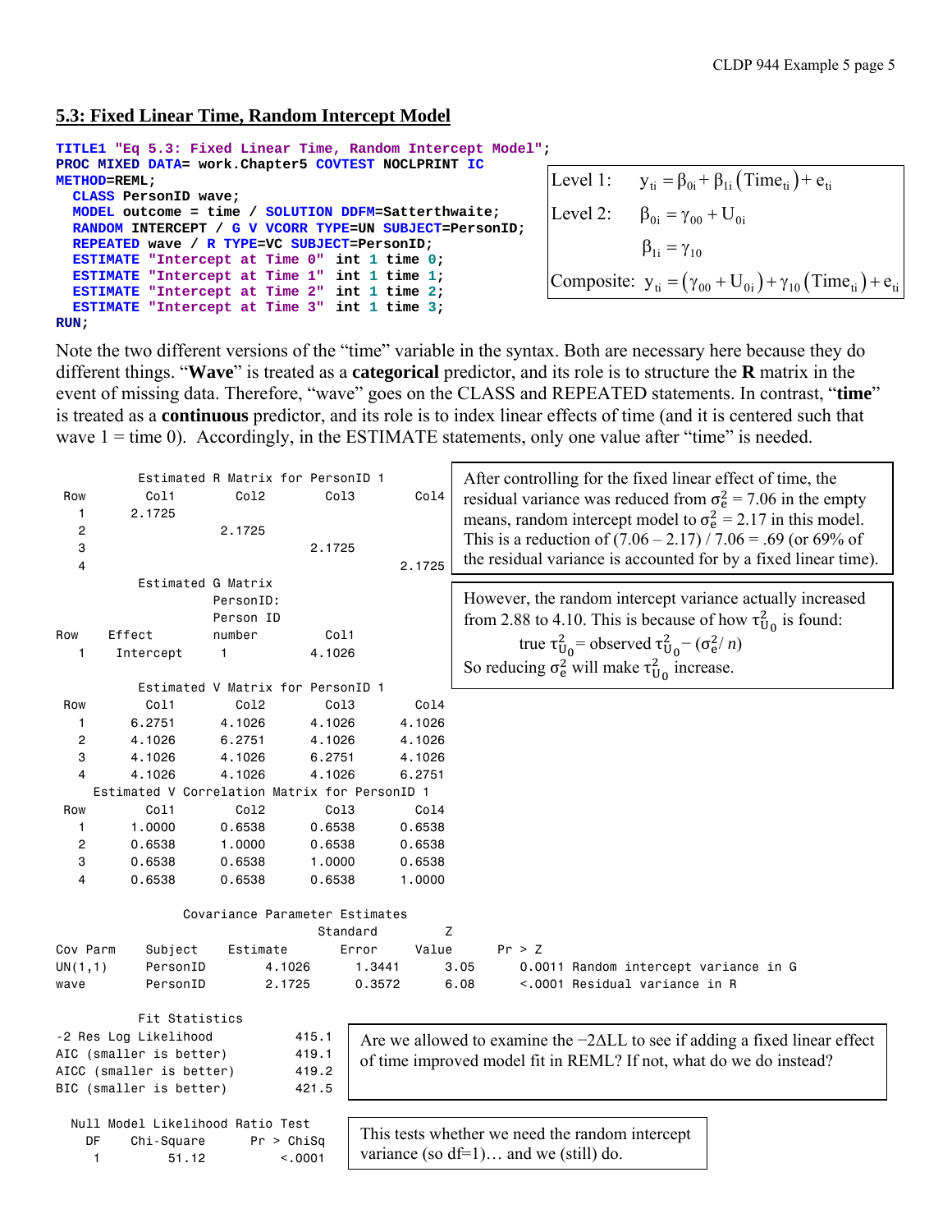## 5.3: Fixed Linear Time, Random Intercept Model

```
TITLE1 "Eq 5.3: Fixed Linear Time, Random Intercept Model";
PROC MIXED DATA= work.Chapter5 COVTEST NOCLPRINT IC
METHOD=REML;
  CLASS PersonID wave;
  MODEL outcome = time / SOLUTION DDFM=Satterthwaite;
  RANDOM INTERCEPT / G V VCORR TYPE=UN SUBJECT=PersonID;
  REPEATED wave / R TYPE=VC SUBJECT=PersonID;
  ESTIMATE "Intercept at Time 0"  int 1 time 0;
  ESTIMATE "Intercept at Time 1"  int 1 time 1;
  ESTIMATE "Intercept at Time 2"  int 1 time 2;
  ESTIMATE "Intercept at Time 3"  int 1 time 3;
RUN;
```

Level 1: $y_{ti} = \beta_{0i} + \beta_{1i}(Time_{ti}) + e_{ti}$

Level 2: $\beta_{0i} = \gamma_{00} + U_{0i}$

$\beta_{1i} = \gamma_{10}$

Composite: $y_{ti} = (\gamma_{00} + U_{0i}) + \gamma_{10}(Time_{ti}) + e_{ti}$

Note the two different versions of the "time" variable in the syntax. Both are necessary here because they do different things. "**Wave**" is treated as a **categorical** predictor, and its role is to structure the **R** matrix in the event of missing data. Therefore, "wave" goes on the CLASS and REPEATED statements. In contrast, "**time**" is treated as a **continuous** predictor, and its role is to index linear effects of time (and it is centered such that wave 1 = time 0). Accordingly, in the ESTIMATE statements, only one value after "time" is needed.

```
          Estimated R Matrix for PersonID 1
Row        Col1        Col2        Col3        Col4
  1      2.1725
  2                  2.1725
  3                              2.1725
  4                                          2.1725
          Estimated G Matrix
                       PersonID:
                       Person ID
Row    Effect          number        Col1
  1     Intercept       1           4.1026

          Estimated V Matrix for PersonID 1
Row        Col1        Col2        Col3        Col4
  1      6.2751      4.1026      4.1026      4.1026
  2      4.1026      6.2751      4.1026      4.1026
  3      4.1026      4.1026      6.2751      4.1026
  4      4.1026      4.1026      4.1026      6.2751
     Estimated V Correlation Matrix for PersonID 1
Row        Col1        Col2        Col3        Col4
  1      1.0000      0.6538      0.6538      0.6538
  2      0.6538      1.0000      0.6538      0.6538
  3      0.6538      0.6538      1.0000      0.6538
  4      0.6538      0.6538      0.6538      1.0000
```

After controlling for the fixed linear effect of time, the residual variance was reduced from $\sigma_e^2 = 7.06$ in the empty means, random intercept model to $\sigma_e^2 = 2.17$ in this model. This is a reduction of (7.06 – 2.17) / 7.06 = .69 (or 69% of the residual variance is accounted for by a fixed linear time).

However, the random intercept variance actually increased from 2.88 to 4.10. This is because of how $\tau_{U_0}^2$ is found:

true $\tau_{U_0}^2$ = observed $\tau_{U_0}^2 - (\sigma_e^2 / n)$

So reducing $\sigma_e^2$ will make $\tau_{U_0}^2$ increase.

```
                Covariance Parameter Estimates
                                  Standard        Z
Cov Parm    Subject    Estimate      Error     Value      Pr > Z
UN(1,1)     PersonID     4.1026     1.3441      3.05      0.0011 Random intercept variance in G
wave        PersonID     2.1725     0.3572      6.08      <.0001 Residual variance in R

          Fit Statistics
-2 Res Log Likelihood          415.1
AIC (smaller is better)        419.1
AICC (smaller is better)       419.2
BIC (smaller is better)        421.5
```

Are we allowed to examine the −2ΔLL to see if adding a fixed linear effect of time improved model fit in REML? If not, what do we do instead?

```
  Null Model Likelihood Ratio Test
    DF    Chi-Square      Pr > ChiSq
     1         51.12          <.0001
```

This tests whether we need the random intercept variance (so df=1)… and we (still) do.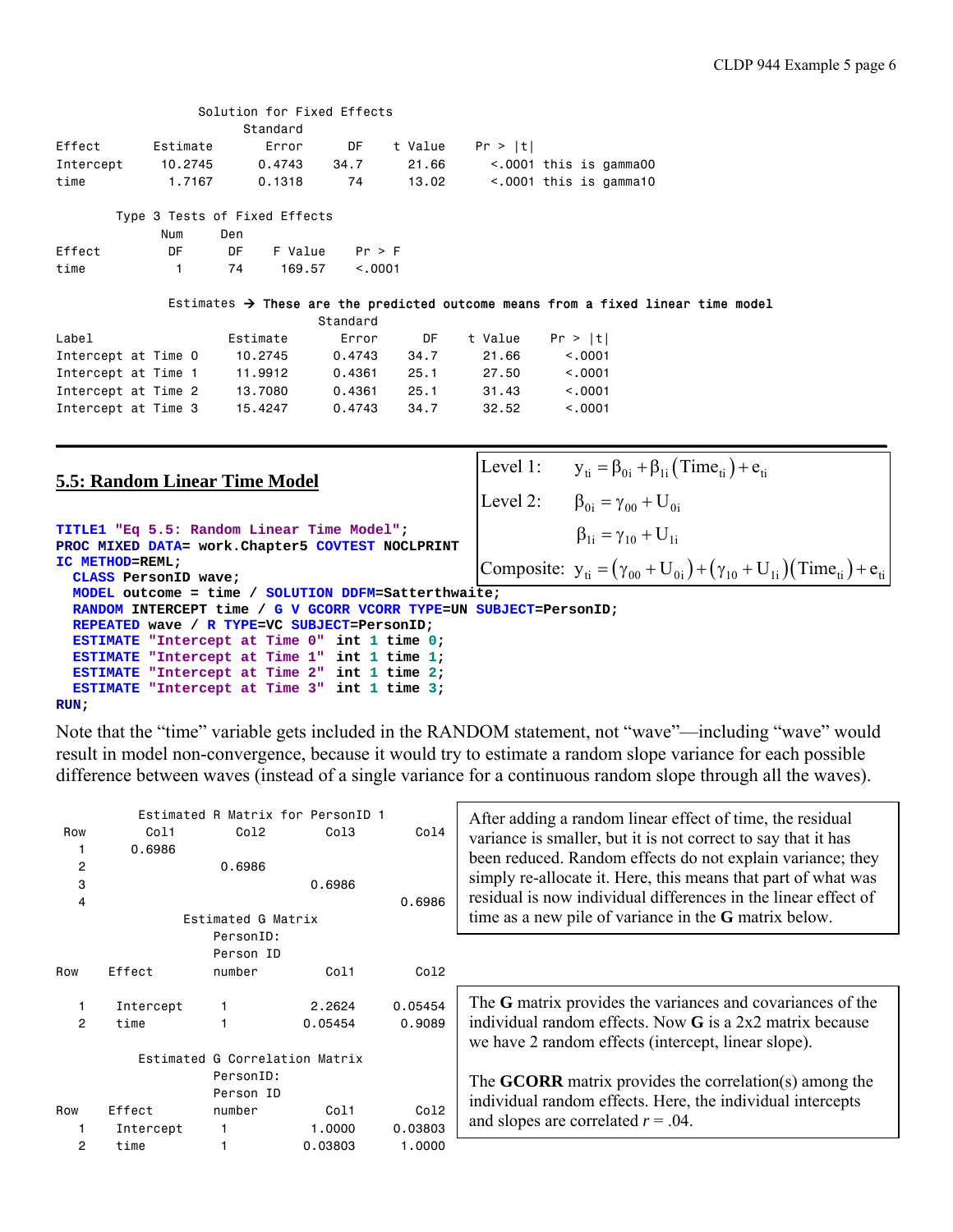```
                    Solution for Fixed Effects
                              Standard
Effect       Estimate       Error      DF    t Value     Pr > |t|
Intercept     10.2745      0.4743    34.7      21.66       <.0001 this is gamma00
time           1.7167      0.1318      74      13.02       <.0001 this is gamma10

        Type 3 Tests of Fixed Effects
                  Num     Den
Effect             DF      DF    F Value    Pr > F
time                1      74     169.57    <.0001

            Estimates → These are the predicted outcome means from a fixed linear time model
                                   Standard
Label                  Estimate       Error      DF    t Value    Pr > |t|
Intercept at Time 0     10.2745      0.4743    34.7      21.66      <.0001
Intercept at Time 1     11.9912      0.4361    25.1      27.50      <.0001
Intercept at Time 2     13.7080      0.4361    25.1      31.43      <.0001
Intercept at Time 3     15.4247      0.4743    34.7      32.52      <.0001
```

---

## 5.5: Random Linear Time Model

Level 1: $y_{ti} = \beta_{0i} + \beta_{1i}(\text{Time}_{ti}) + e_{ti}$

Level 2: $\beta_{0i} = \gamma_{00} + U_{0i}$

$\beta_{1i} = \gamma_{10} + U_{1i}$

Composite: $y_{ti} = (\gamma_{00} + U_{0i}) + (\gamma_{10} + U_{1i})(\text{Time}_{ti}) + e_{ti}$

```
TITLE1 "Eq 5.5: Random Linear Time Model";
PROC MIXED DATA= work.Chapter5 COVTEST NOCLPRINT
IC METHOD=REML;
  CLASS PersonID wave;
  MODEL outcome = time / SOLUTION DDFM=Satterthwaite;
  RANDOM INTERCEPT time / G V GCORR VCORR TYPE=UN SUBJECT=PersonID;
  REPEATED wave / R TYPE=VC SUBJECT=PersonID;
  ESTIMATE "Intercept at Time 0" int 1 time 0;
  ESTIMATE "Intercept at Time 1" int 1 time 1;
  ESTIMATE "Intercept at Time 2" int 1 time 2;
  ESTIMATE "Intercept at Time 3" int 1 time 3;
RUN;
```

Note that the "time" variable gets included in the RANDOM statement, not "wave"—including "wave" would result in model non-convergence, because it would try to estimate a random slope variance for each possible difference between waves (instead of a single variance for a continuous random slope through all the waves).

```
          Estimated R Matrix for PersonID 1
Row        Col1         Col2         Col3         Col4
  1      0.6986
  2                   0.6986
  3                                0.6986
  4                                             0.6986
```

After adding a random linear effect of time, the residual variance is smaller, but it is not correct to say that it has been reduced. Random effects do not explain variance; they simply re-allocate it. Here, this means that part of what was residual is now individual differences in the linear effect of time as a new pile of variance in the **G** matrix below.

```
                    Estimated G Matrix
                        PersonID:
                        Person ID
Row    Effect           number         Col1         Col2

  1    Intercept        1            2.2624      0.05454
  2    time             1           0.05454       0.9089

          Estimated G Correlation Matrix
                        PersonID:
                        Person ID
Row    Effect           number         Col1         Col2
  1    Intercept        1            1.0000      0.03803
  2    time             1           0.03803       1.0000
```

The **G** matrix provides the variances and covariances of the individual random effects. Now **G** is a 2x2 matrix because we have 2 random effects (intercept, linear slope).

The **GCORR** matrix provides the correlation(s) among the individual random effects. Here, the individual intercepts and slopes are correlated $r = .04$.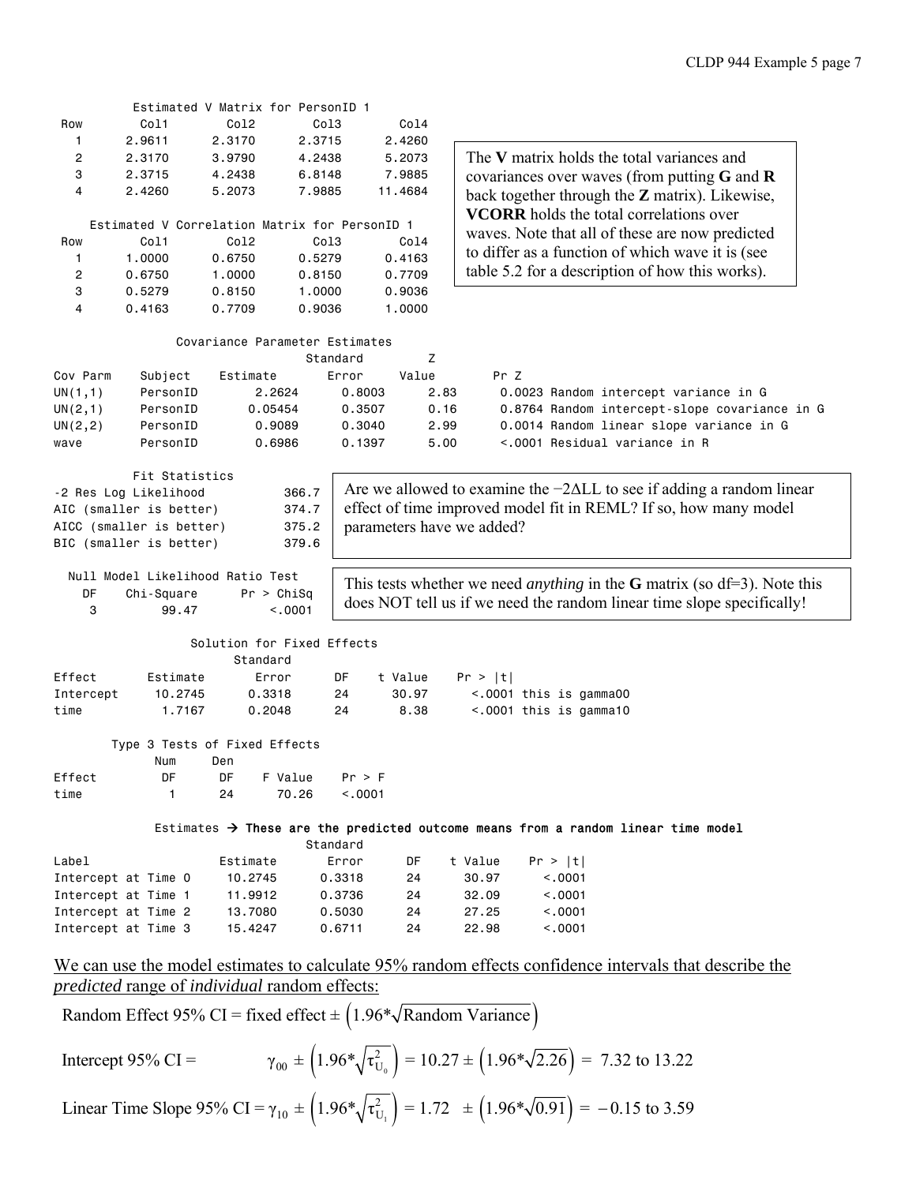Estimated V Matrix for PersonID 1

| Row | Col1 | Col2 | Col3 | Col4 |
|---|---|---|---|---|
| 1 | 2.9611 | 2.3170 | 2.3715 | 2.4260 |
| 2 | 2.3170 | 3.9790 | 4.2438 | 5.2073 |
| 3 | 2.3715 | 4.2438 | 6.8148 | 7.9885 |
| 4 | 2.4260 | 5.2073 | 7.9885 | 11.4684 |

Estimated V Correlation Matrix for PersonID 1

| Row | Col1 | Col2 | Col3 | Col4 |
|---|---|---|---|---|
| 1 | 1.0000 | 0.6750 | 0.5279 | 0.4163 |
| 2 | 0.6750 | 1.0000 | 0.8150 | 0.7709 |
| 3 | 0.5279 | 0.8150 | 1.0000 | 0.9036 |
| 4 | 0.4163 | 0.7709 | 0.9036 | 1.0000 |

The **V** matrix holds the total variances and covariances over waves (from putting **G** and **R** back together through the **Z** matrix). Likewise, **VCORR** holds the total correlations over waves. Note that all of these are now predicted to differ as a function of which wave it is (see table 5.2 for a description of how this works).

Covariance Parameter Estimates

| Cov Parm | Subject | Estimate | Standard Error | Z Value | Pr Z | |
|---|---|---|---|---|---|---|
| UN(1,1) | PersonID | 2.2624 | 0.8003 | 2.83 | 0.0023 | Random intercept variance in G |
| UN(2,1) | PersonID | 0.05454 | 0.3507 | 0.16 | 0.8764 | Random intercept-slope covariance in G |
| UN(2,2) | PersonID | 0.9089 | 0.3040 | 2.99 | 0.0014 | Random linear slope variance in G |
| wave | PersonID | 0.6986 | 0.1397 | 5.00 | <.0001 | Residual variance in R |

Fit Statistics

| | |
|---|---|
| -2 Res Log Likelihood | 366.7 |
| AIC (smaller is better) | 374.7 |
| AICC (smaller is better) | 375.2 |
| BIC (smaller is better) | 379.6 |

Are we allowed to examine the $-2\Delta LL$ to see if adding a random linear effect of time improved model fit in REML? If so, how many model parameters have we added?

Null Model Likelihood Ratio Test

| DF | Chi-Square | Pr > ChiSq |
|---|---|---|
| 3 | 99.47 | <.0001 |

This tests whether we need *anything* in the **G** matrix (so df=3). Note this does NOT tell us if we need the random linear time slope specifically!

Solution for Fixed Effects

| Effect | Estimate | Standard Error | DF | t Value | Pr > \|t\| | |
|---|---|---|---|---|---|---|
| Intercept | 10.2745 | 0.3318 | 24 | 30.97 | <.0001 | this is gamma00 |
| time | 1.7167 | 0.2048 | 24 | 8.38 | <.0001 | this is gamma10 |

Type 3 Tests of Fixed Effects

| Effect | Num DF | Den DF | F Value | Pr > F |
|---|---|---|---|---|
| time | 1 | 24 | 70.26 | <.0001 |

Estimates → **These are the predicted outcome means from a random linear time model**

| Label | Estimate | Standard Error | DF | t Value | Pr > \|t\| |
|---|---|---|---|---|---|
| Intercept at Time 0 | 10.2745 | 0.3318 | 24 | 30.97 | <.0001 |
| Intercept at Time 1 | 11.9912 | 0.3736 | 24 | 32.09 | <.0001 |
| Intercept at Time 2 | 13.7080 | 0.5030 | 24 | 27.25 | <.0001 |
| Intercept at Time 3 | 15.4247 | 0.6711 | 24 | 22.98 | <.0001 |

We can use the model estimates to calculate 95% random effects confidence intervals that describe the *predicted* range of *individual* random effects:

$$\text{Random Effect 95\% CI} = \text{fixed effect} \pm \left(1.96 * \sqrt{\text{Random Variance}}\right)$$

$$\text{Intercept 95\% CI} = \gamma_{00} \pm \left(1.96 * \sqrt{\tau^2_{U_0}}\right) = 10.27 \pm \left(1.96 * \sqrt{2.26}\right) = 7.32 \text{ to } 13.22$$

$$\text{Linear Time Slope 95\% CI} = \gamma_{10} \pm \left(1.96 * \sqrt{\tau^2_{U_1}}\right) = 1.72 \pm \left(1.96 * \sqrt{0.91}\right) = -0.15 \text{ to } 3.59$$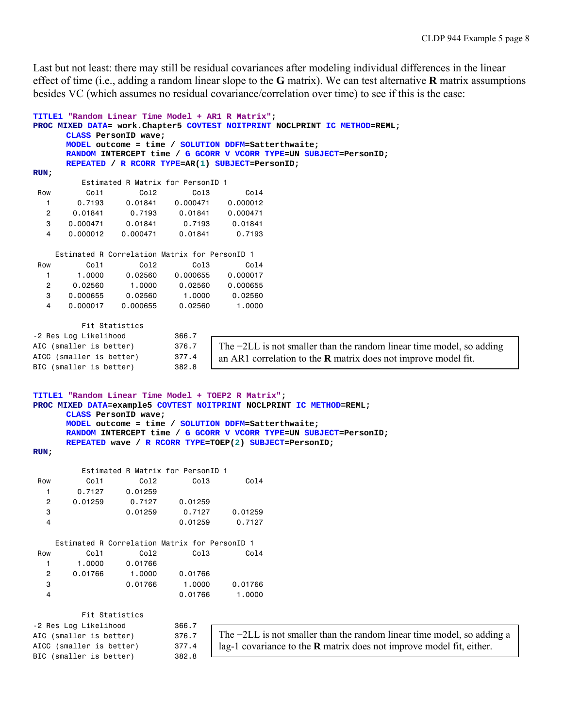Last but not least: there may still be residual covariances after modeling individual differences in the linear effect of time (i.e., adding a random linear slope to the **G** matrix). We can test alternative **R** matrix assumptions besides VC (which assumes no residual covariance/correlation over time) to see if this is the case:

```
TITLE1 "Random Linear Time Model + AR1 R Matrix";
PROC MIXED DATA= work.Chapter5 COVTEST NOITPRINT NOCLPRINT IC METHOD=REML;
      CLASS PersonID wave;
      MODEL outcome = time / SOLUTION DDFM=Satterthwaite;
      RANDOM INTERCEPT time / G GCORR V VCORR TYPE=UN SUBJECT=PersonID;
      REPEATED / R RCORR TYPE=AR(1) SUBJECT=PersonID;
RUN;
```

Estimated R Matrix for PersonID 1

| Row | Col1 | Col2 | Col3 | Col4 |
|---|---|---|---|---|
| 1 | 0.7193 | 0.01841 | 0.000471 | 0.000012 |
| 2 | 0.01841 | 0.7193 | 0.01841 | 0.000471 |
| 3 | 0.000471 | 0.01841 | 0.7193 | 0.01841 |
| 4 | 0.000012 | 0.000471 | 0.01841 | 0.7193 |

Estimated R Correlation Matrix for PersonID 1

| Row | Col1 | Col2 | Col3 | Col4 |
|---|---|---|---|---|
| 1 | 1.0000 | 0.02560 | 0.000655 | 0.000017 |
| 2 | 0.02560 | 1.0000 | 0.02560 | 0.000655 |
| 3 | 0.000655 | 0.02560 | 1.0000 | 0.02560 |
| 4 | 0.000017 | 0.000655 | 0.02560 | 1.0000 |

Fit Statistics

| | |
|---|---|
| -2 Res Log Likelihood | 366.7 |
| AIC (smaller is better) | 376.7 |
| AICC (smaller is better) | 377.4 |
| BIC (smaller is better) | 382.8 |

The −2LL is not smaller than the random linear time model, so adding an AR1 correlation to the **R** matrix does not improve model fit.

```
TITLE1 "Random Linear Time Model + TOEP2 R Matrix";
PROC MIXED DATA=example5 COVTEST NOITPRINT NOCLPRINT IC METHOD=REML;
      CLASS PersonID wave;
      MODEL outcome = time / SOLUTION DDFM=Satterthwaite;
      RANDOM INTERCEPT time / G GCORR V VCORR TYPE=UN SUBJECT=PersonID;
      REPEATED wave / R RCORR TYPE=TOEP(2) SUBJECT=PersonID;
RUN;
```

Estimated R Matrix for PersonID 1

| Row | Col1 | Col2 | Col3 | Col4 |
|---|---|---|---|---|
| 1 | 0.7127 | 0.01259 | | |
| 2 | 0.01259 | 0.7127 | 0.01259 | |
| 3 | | 0.01259 | 0.7127 | 0.01259 |
| 4 | | | 0.01259 | 0.7127 |

Estimated R Correlation Matrix for PersonID 1

| Row | Col1 | Col2 | Col3 | Col4 |
|---|---|---|---|---|
| 1 | 1.0000 | 0.01766 | | |
| 2 | 0.01766 | 1.0000 | 0.01766 | |
| 3 | | 0.01766 | 1.0000 | 0.01766 |
| 4 | | | 0.01766 | 1.0000 |

Fit Statistics

| | |
|---|---|
| -2 Res Log Likelihood | 366.7 |
| AIC (smaller is better) | 376.7 |
| AICC (smaller is better) | 377.4 |
| BIC (smaller is better) | 382.8 |

The −2LL is not smaller than the random linear time model, so adding a lag-1 covariance to the **R** matrix does not improve model fit, either.